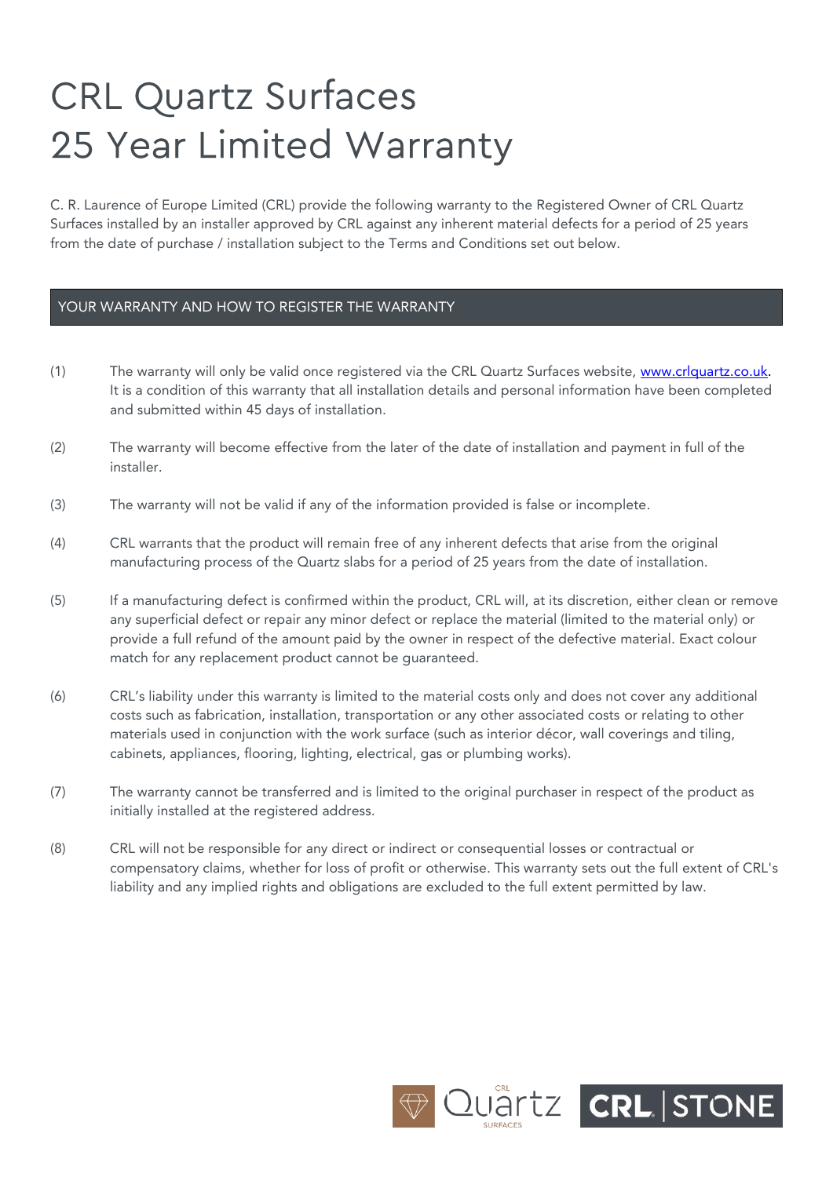# CRL Quartz Surfaces 25 Year Limited Warranty

C. R. Laurence of Europe Limited (CRL) provide the following warranty to the Registered Owner of CRL Quartz Surfaces installed by an installer approved by CRL against any inherent material defects for a period of 25 years from the date of purchase / installation subject to the Terms and Conditions set out below.

## YOUR WARRANTY AND HOW TO REGISTER THE WARRANTY

(1) The warranty will only be valid once registered via the CRL Quartz Surfaces website, www.crlquartz.co.uk. It is a condition of this warranty that all installation details and personal information have been completed and submitted within 45 days of installation.

(2) The warranty will become effective from the later of the date of installation and payment in full of the installer.

(3) The warranty will not be valid if any of the information provided is false or incomplete.

(4) CRL warrants that the product will remain free of any inherent defects that arise from the original manufacturing process of the Quartz slabs for a period of 25 years from the date of installation.

(5) If a manufacturing defect is confirmed within the product, CRL will, at its discretion, either clean or remove any superficial defect or repair any minor defect or replace the material (limited to the material only) or provide a full refund of the amount paid by the owner in respect of the defective material. Exact colour match for any replacement product cannot be guaranteed.

(6) CRL's liability under this warranty is limited to the material costs only and does not cover any additional costs such as fabrication, installation, transportation or any other associated costs or relating to other materials used in conjunction with the work surface (such as interior décor, wall coverings and tiling, cabinets, appliances, flooring, lighting, electrical, gas or plumbing works).

(7) The warranty cannot be transferred and is limited to the original purchaser in respect of the product as initially installed at the registered address.

(8) CRL will not be responsible for any direct or indirect or consequential losses or contractual or compensatory claims, whether for loss of profit or otherwise. This warranty sets out the full extent of CRL's liability and any implied rights and obligations are excluded to the full extent permitted by law.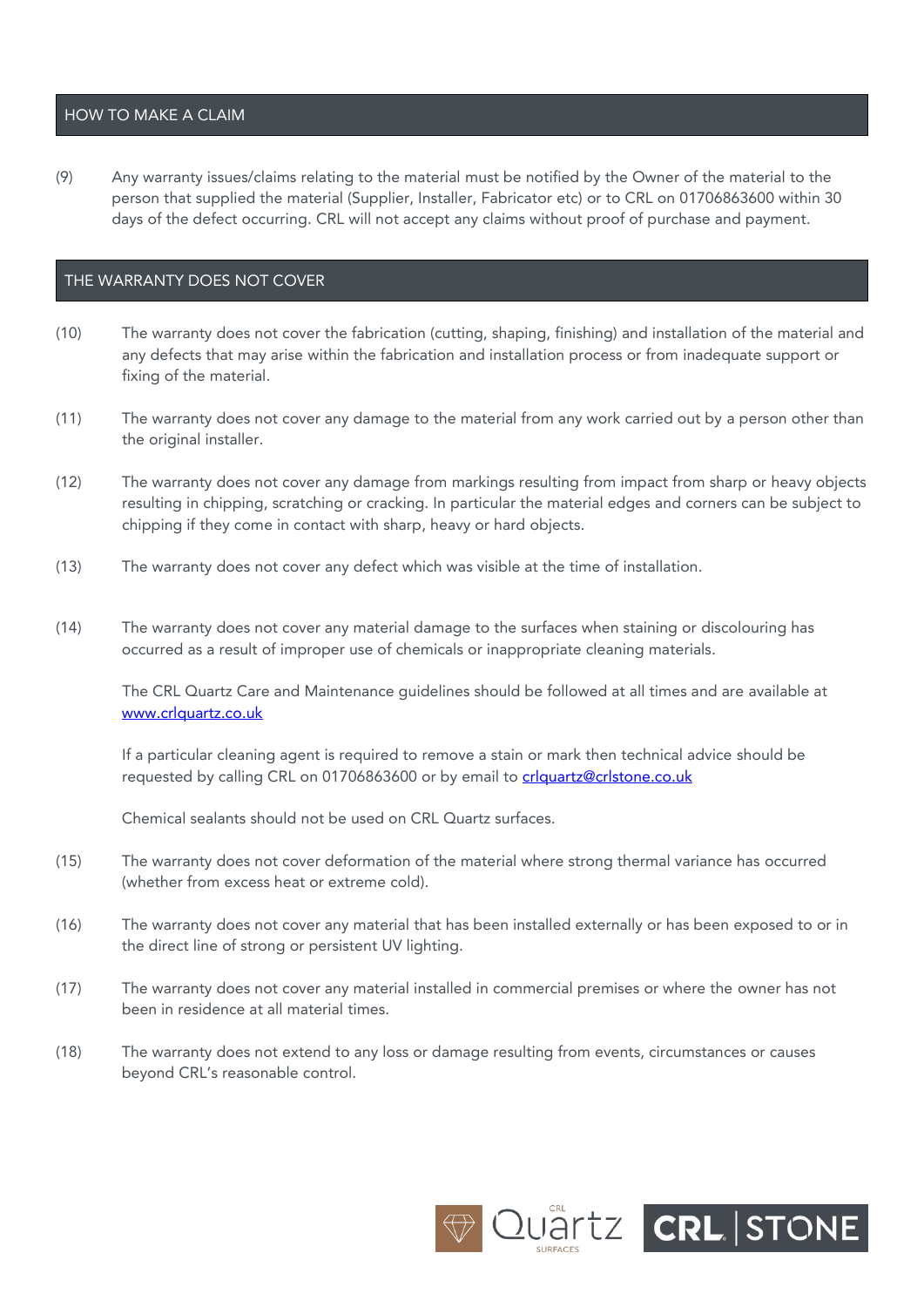## HOW TO MAKE A CLAIM

(9) Any warranty issues/claims relating to the material must be notified by the Owner of the material to the person that supplied the material (Supplier, Installer, Fabricator etc) or to CRL on 01706863600 within 30 days of the defect occurring. CRL will not accept any claims without proof of purchase and payment.

## THE WARRANTY DOES NOT COVER

(10) The warranty does not cover the fabrication (cutting, shaping, finishing) and installation of the material and any defects that may arise within the fabrication and installation process or from inadequate support or fixing of the material.

(11) The warranty does not cover any damage to the material from any work carried out by a person other than the original installer.

(12) The warranty does not cover any damage from markings resulting from impact from sharp or heavy objects resulting in chipping, scratching or cracking. In particular the material edges and corners can be subject to chipping if they come in contact with sharp, heavy or hard objects.

(13) The warranty does not cover any defect which was visible at the time of installation.

(14) The warranty does not cover any material damage to the surfaces when staining or discolouring has occurred as a result of improper use of chemicals or inappropriate cleaning materials.

The CRL Quartz Care and Maintenance guidelines should be followed at all times and are available at [www.crlquartz.co.uk](http://www.crlquartz.co.uk)

If a particular cleaning agent is required to remove a stain or mark then technical advice should be requested by calling CRL on 01706863600 or by email to [crlquartz@crlstone.co.uk](mailto:crlquartz@crlstone.co.uk)

Chemical sealants should not be used on CRL Quartz surfaces.

(15) The warranty does not cover deformation of the material where strong thermal variance has occurred (whether from excess heat or extreme cold).

(16) The warranty does not cover any material that has been installed externally or has been exposed to or in the direct line of strong or persistent UV lighting.

(17) The warranty does not cover any material installed in commercial premises or where the owner has not been in residence at all material times.

(18) The warranty does not extend to any loss or damage resulting from events, circumstances or causes beyond CRL's reasonable control.